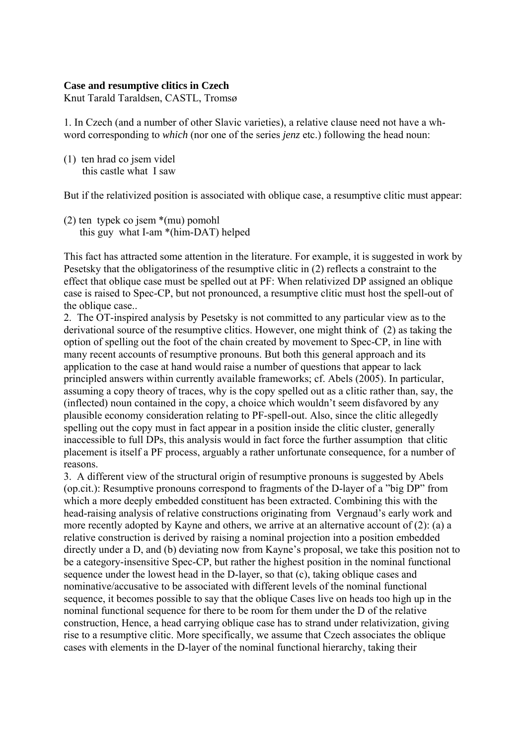**Case and resumptive clitics in Czech**
Knut Tarald Taraldsen, CASTL, Tromsø

1. In Czech (and a number of other Slavic varieties), a relative clause need not have a wh-word corresponding to *which* (nor one of the series *jenz* etc.) following the head noun:

(1) ten hrad co jsem videl
 this castle what I saw

But if the relativized position is associated with oblique case, a resumptive clitic must appear:

(2) ten typek co jsem *(mu) pomohl
 this guy what I-am *(him-DAT) helped

This fact has attracted some attention in the literature. For example, it is suggested in work by Pesetsky that the obligatoriness of the resumptive clitic in (2) reflects a constraint to the effect that oblique case must be spelled out at PF: When relativized DP assigned an oblique case is raised to Spec-CP, but not pronounced, a resumptive clitic must host the spell-out of the oblique case..

2. The OT-inspired analysis by Pesetsky is not committed to any particular view as to the derivational source of the resumptive clitics. However, one might think of (2) as taking the option of spelling out the foot of the chain created by movement to Spec-CP, in line with many recent accounts of resumptive pronouns. But both this general approach and its application to the case at hand would raise a number of questions that appear to lack principled answers within currently available frameworks; cf. Abels (2005). In particular, assuming a copy theory of traces, why is the copy spelled out as a clitic rather than, say, the (inflected) noun contained in the copy, a choice which wouldn't seem disfavored by any plausible economy consideration relating to PF-spell-out. Also, since the clitic allegedly spelling out the copy must in fact appear in a position inside the clitic cluster, generally inaccessible to full DPs, this analysis would in fact force the further assumption that clitic placement is itself a PF process, arguably a rather unfortunate consequence, for a number of reasons.

3. A different view of the structural origin of resumptive pronouns is suggested by Abels (op.cit.): Resumptive pronouns correspond to fragments of the D-layer of a "big DP" from which a more deeply embedded constituent has been extracted. Combining this with the head-raising analysis of relative constructions originating from Vergnaud's early work and more recently adopted by Kayne and others, we arrive at an alternative account of (2): (a) a relative construction is derived by raising a nominal projection into a position embedded directly under a D, and (b) deviating now from Kayne's proposal, we take this position not to be a category-insensitive Spec-CP, but rather the highest position in the nominal functional sequence under the lowest head in the D-layer, so that (c), taking oblique cases and nominative/accusative to be associated with different levels of the nominal functional sequence, it becomes possible to say that the oblique Cases live on heads too high up in the nominal functional sequence for there to be room for them under the D of the relative construction, Hence, a head carrying oblique case has to strand under relativization, giving rise to a resumptive clitic. More specifically, we assume that Czech associates the oblique cases with elements in the D-layer of the nominal functional hierarchy, taking their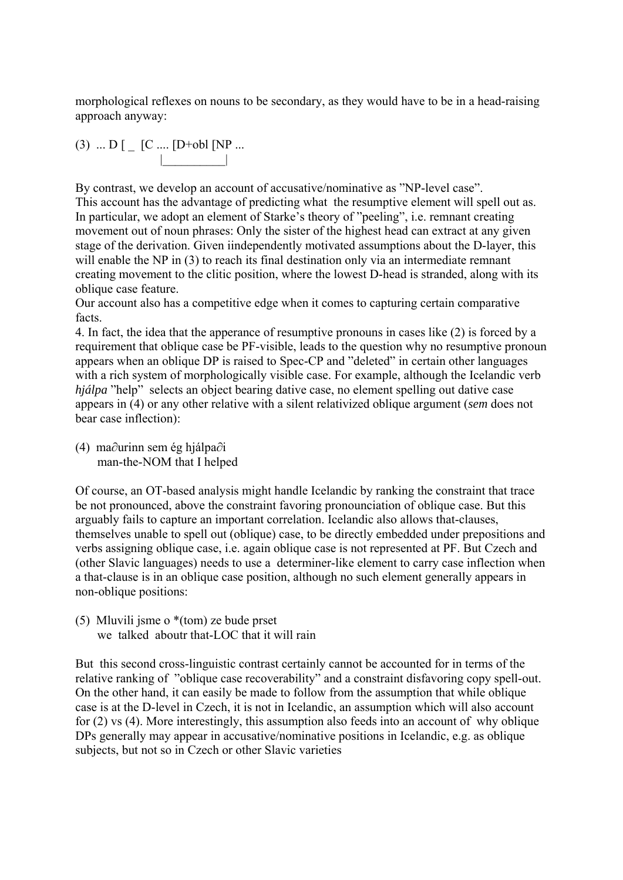morphological reflexes on nouns to be secondary, as they would have to be in a head-raising approach anyway:

```
(3)  ... D [ _  [C .... [D+obl [NP ...
               |__________|
```

By contrast, we develop an account of accusative/nominative as "NP-level case".
This account has the advantage of predicting what  the resumptive element will spell out as. In particular, we adopt an element of Starke's theory of "peeling", i.e. remnant creating movement out of noun phrases: Only the sister of the highest head can extract at any given stage of the derivation. Given iindependently motivated assumptions about the D-layer, this will enable the NP in (3) to reach its final destination only via an intermediate remnant creating movement to the clitic position, where the lowest D-head is stranded, along with its oblique case feature.
Our account also has a competitive edge when it comes to capturing certain comparative facts.
4. In fact, the idea that the apperance of resumptive pronouns in cases like (2) is forced by a requirement that oblique case be PF-visible, leads to the question why no resumptive pronoun appears when an oblique DP is raised to Spec-CP and "deleted" in certain other languages with a rich system of morphologically visible case. For example, although the Icelandic verb *hjálpa* "help"  selects an object bearing dative case, no element spelling out dative case appears in (4) or any other relative with a silent relativized oblique argument (*sem* does not bear case inflection):

(4)  ma∂urinn sem ég hjálpa∂i
      man-the-NOM that I helped

Of course, an OT-based analysis might handle Icelandic by ranking the constraint that trace be not pronounced, above the constraint favoring pronounciation of oblique case. But this arguably fails to capture an important correlation. Icelandic also allows that-clauses, themselves unable to spell out (oblique) case, to be directly embedded under prepositions and verbs assigning oblique case, i.e. again oblique case is not represented at PF. But Czech and (other Slavic languages) needs to use a  determiner-like element to carry case inflection when a that-clause is in an oblique case position, although no such element generally appears in non-oblique positions:

(5)  Mluvili jsme o *(tom) ze bude prset
      we  talked  aboutr that-LOC that it will rain

But  this second cross-linguistic contrast certainly cannot be accounted for in terms of the relative ranking of  "oblique case recoverability" and a constraint disfavoring copy spell-out. On the other hand, it can easily be made to follow from the assumption that while oblique case is at the D-level in Czech, it is not in Icelandic, an assumption which will also account for (2) vs (4). More interestingly, this assumption also feeds into an account of  why oblique DPs generally may appear in accusative/nominative positions in Icelandic, e.g. as oblique subjects, but not so in Czech or other Slavic varieties